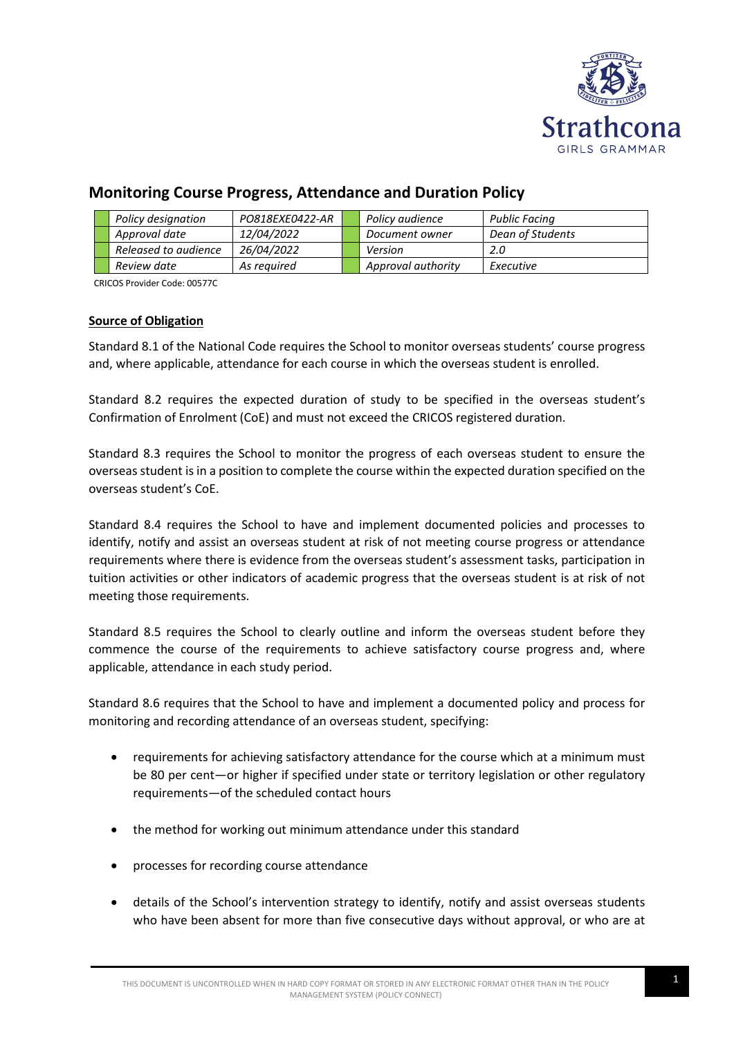## Monitoring Course Progress, Attendance and Duration Policy

| Policy designation | PO818EXE0422-AR | Policy audience | Public Facing |
|---|---|---|---|
| Approval date | 12/04/2022 | Document owner | Dean of Students |
| Released to audience | 26/04/2022 | Version | 2.0 |
| Review date | As required | Approval authority | Executive |

CRICOS Provider Code: 00577C

**Source of Obligation**

Standard 8.1 of the National Code requires the School to monitor overseas students' course progress and, where applicable, attendance for each course in which the overseas student is enrolled.

Standard 8.2 requires the expected duration of study to be specified in the overseas student's Confirmation of Enrolment (CoE) and must not exceed the CRICOS registered duration.

Standard 8.3 requires the School to monitor the progress of each overseas student to ensure the overseas student is in a position to complete the course within the expected duration specified on the overseas student's CoE.

Standard 8.4 requires the School to have and implement documented policies and processes to identify, notify and assist an overseas student at risk of not meeting course progress or attendance requirements where there is evidence from the overseas student's assessment tasks, participation in tuition activities or other indicators of academic progress that the overseas student is at risk of not meeting those requirements.

Standard 8.5 requires the School to clearly outline and inform the overseas student before they commence the course of the requirements to achieve satisfactory course progress and, where applicable, attendance in each study period.

Standard 8.6 requires that the School to have and implement a documented policy and process for monitoring and recording attendance of an overseas student, specifying:

- requirements for achieving satisfactory attendance for the course which at a minimum must be 80 per cent—or higher if specified under state or territory legislation or other regulatory requirements—of the scheduled contact hours
- the method for working out minimum attendance under this standard
- processes for recording course attendance
- details of the School's intervention strategy to identify, notify and assist overseas students who have been absent for more than five consecutive days without approval, or who are at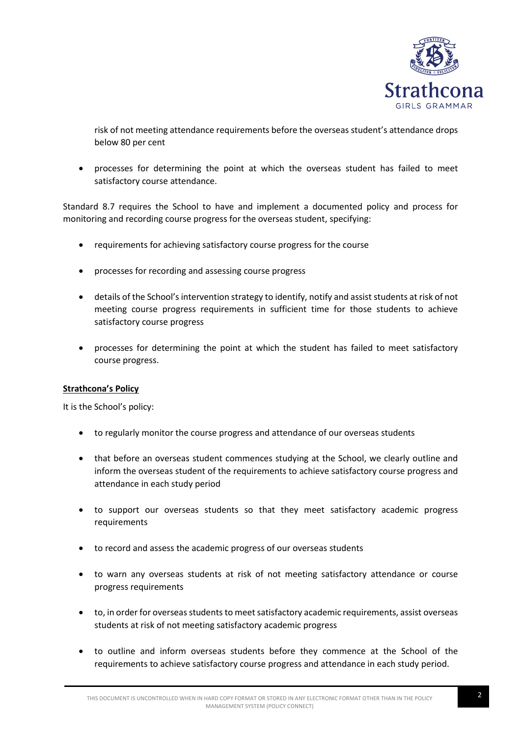risk of not meeting attendance requirements before the overseas student's attendance drops below 80 per cent

- processes for determining the point at which the overseas student has failed to meet satisfactory course attendance.

Standard 8.7 requires the School to have and implement a documented policy and process for monitoring and recording course progress for the overseas student, specifying:

- requirements for achieving satisfactory course progress for the course
- processes for recording and assessing course progress
- details of the School's intervention strategy to identify, notify and assist students at risk of not meeting course progress requirements in sufficient time for those students to achieve satisfactory course progress
- processes for determining the point at which the student has failed to meet satisfactory course progress.

**Strathcona's Policy**

It is the School's policy:

- to regularly monitor the course progress and attendance of our overseas students
- that before an overseas student commences studying at the School, we clearly outline and inform the overseas student of the requirements to achieve satisfactory course progress and attendance in each study period
- to support our overseas students so that they meet satisfactory academic progress requirements
- to record and assess the academic progress of our overseas students
- to warn any overseas students at risk of not meeting satisfactory attendance or course progress requirements
- to, in order for overseas students to meet satisfactory academic requirements, assist overseas students at risk of not meeting satisfactory academic progress
- to outline and inform overseas students before they commence at the School of the requirements to achieve satisfactory course progress and attendance in each study period.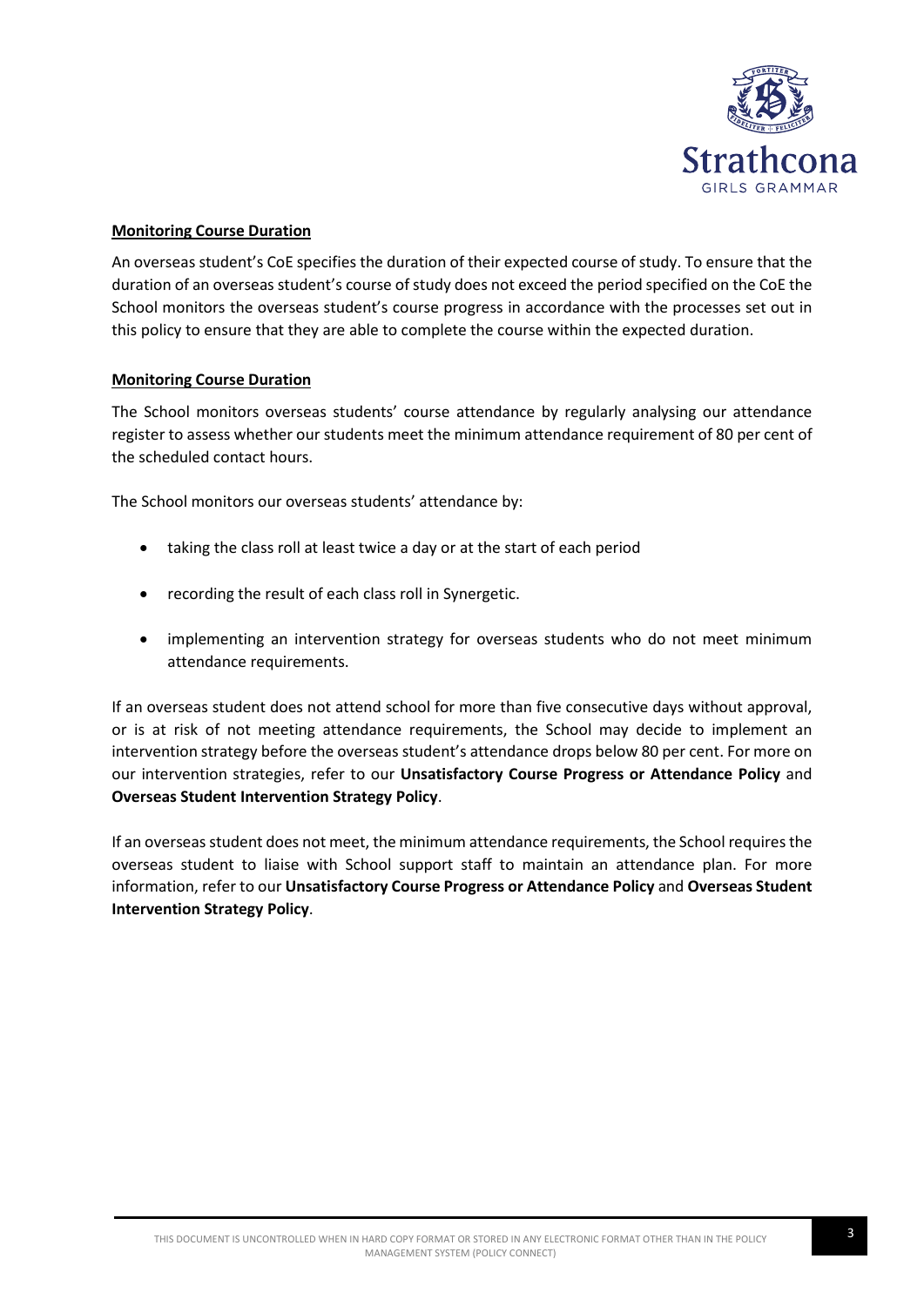**Monitoring Course Duration**

An overseas student's CoE specifies the duration of their expected course of study. To ensure that the duration of an overseas student's course of study does not exceed the period specified on the CoE the School monitors the overseas student's course progress in accordance with the processes set out in this policy to ensure that they are able to complete the course within the expected duration.

**Monitoring Course Duration**

The School monitors overseas students' course attendance by regularly analysing our attendance register to assess whether our students meet the minimum attendance requirement of 80 per cent of the scheduled contact hours.

The School monitors our overseas students' attendance by:

- taking the class roll at least twice a day or at the start of each period
- recording the result of each class roll in Synergetic.
- implementing an intervention strategy for overseas students who do not meet minimum attendance requirements.

If an overseas student does not attend school for more than five consecutive days without approval, or is at risk of not meeting attendance requirements, the School may decide to implement an intervention strategy before the overseas student's attendance drops below 80 per cent. For more on our intervention strategies, refer to our **Unsatisfactory Course Progress or Attendance Policy** and **Overseas Student Intervention Strategy Policy**.

If an overseas student does not meet, the minimum attendance requirements, the School requires the overseas student to liaise with School support staff to maintain an attendance plan. For more information, refer to our **Unsatisfactory Course Progress or Attendance Policy** and **Overseas Student Intervention Strategy Policy**.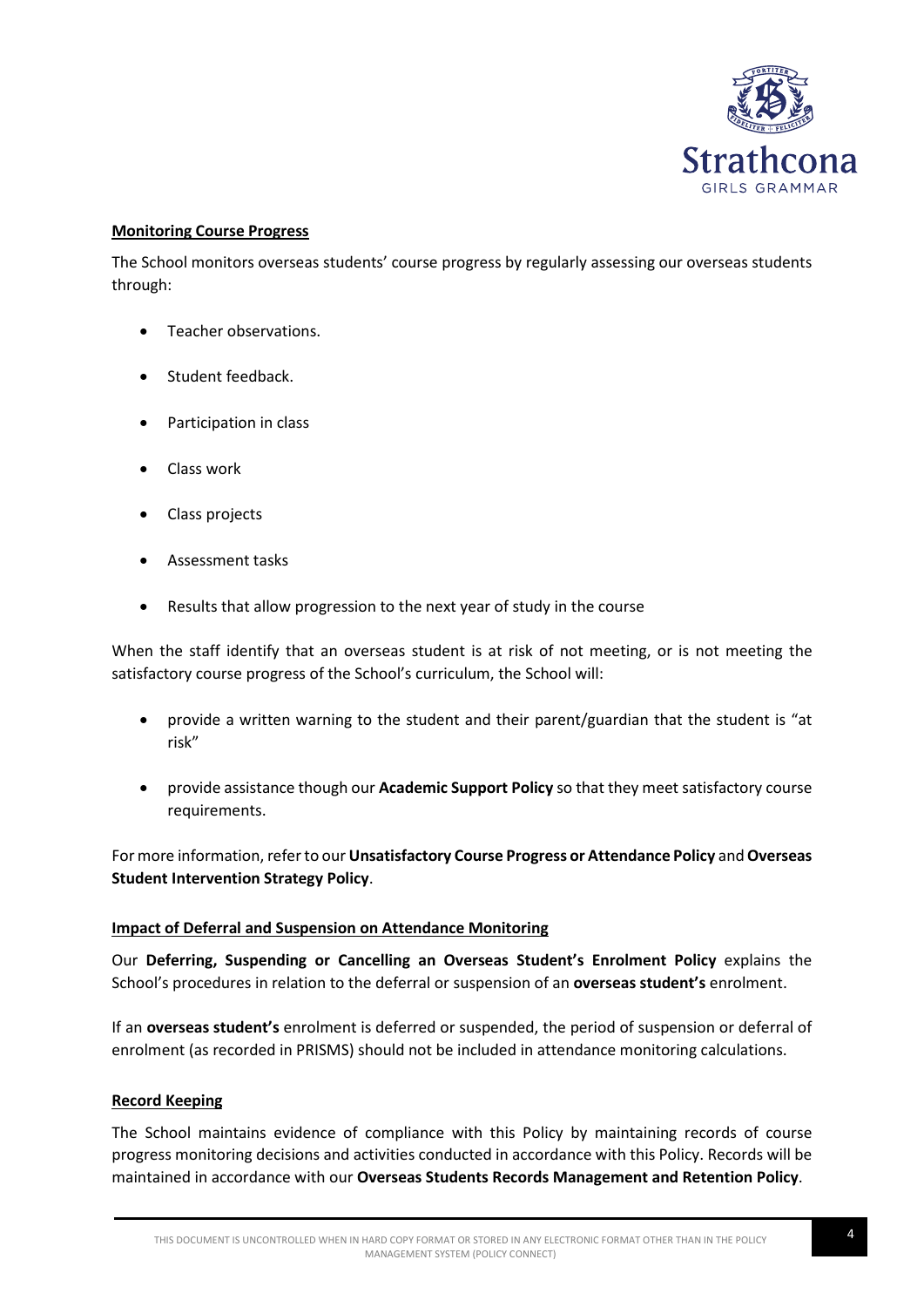**Monitoring Course Progress**

The School monitors overseas students' course progress by regularly assessing our overseas students through:

- Teacher observations.
- Student feedback.
- Participation in class
- Class work
- Class projects
- Assessment tasks
- Results that allow progression to the next year of study in the course

When the staff identify that an overseas student is at risk of not meeting, or is not meeting the satisfactory course progress of the School's curriculum, the School will:

- provide a written warning to the student and their parent/guardian that the student is "at risk"
- provide assistance though our **Academic Support Policy** so that they meet satisfactory course requirements.

For more information, refer to our **Unsatisfactory Course Progress or Attendance Policy** and **Overseas Student Intervention Strategy Policy**.

**Impact of Deferral and Suspension on Attendance Monitoring**

Our **Deferring, Suspending or Cancelling an Overseas Student's Enrolment Policy** explains the School's procedures in relation to the deferral or suspension of an **overseas student's** enrolment.

If an **overseas student's** enrolment is deferred or suspended, the period of suspension or deferral of enrolment (as recorded in PRISMS) should not be included in attendance monitoring calculations.

**Record Keeping**

The School maintains evidence of compliance with this Policy by maintaining records of course progress monitoring decisions and activities conducted in accordance with this Policy. Records will be maintained in accordance with our **Overseas Students Records Management and Retention Policy**.